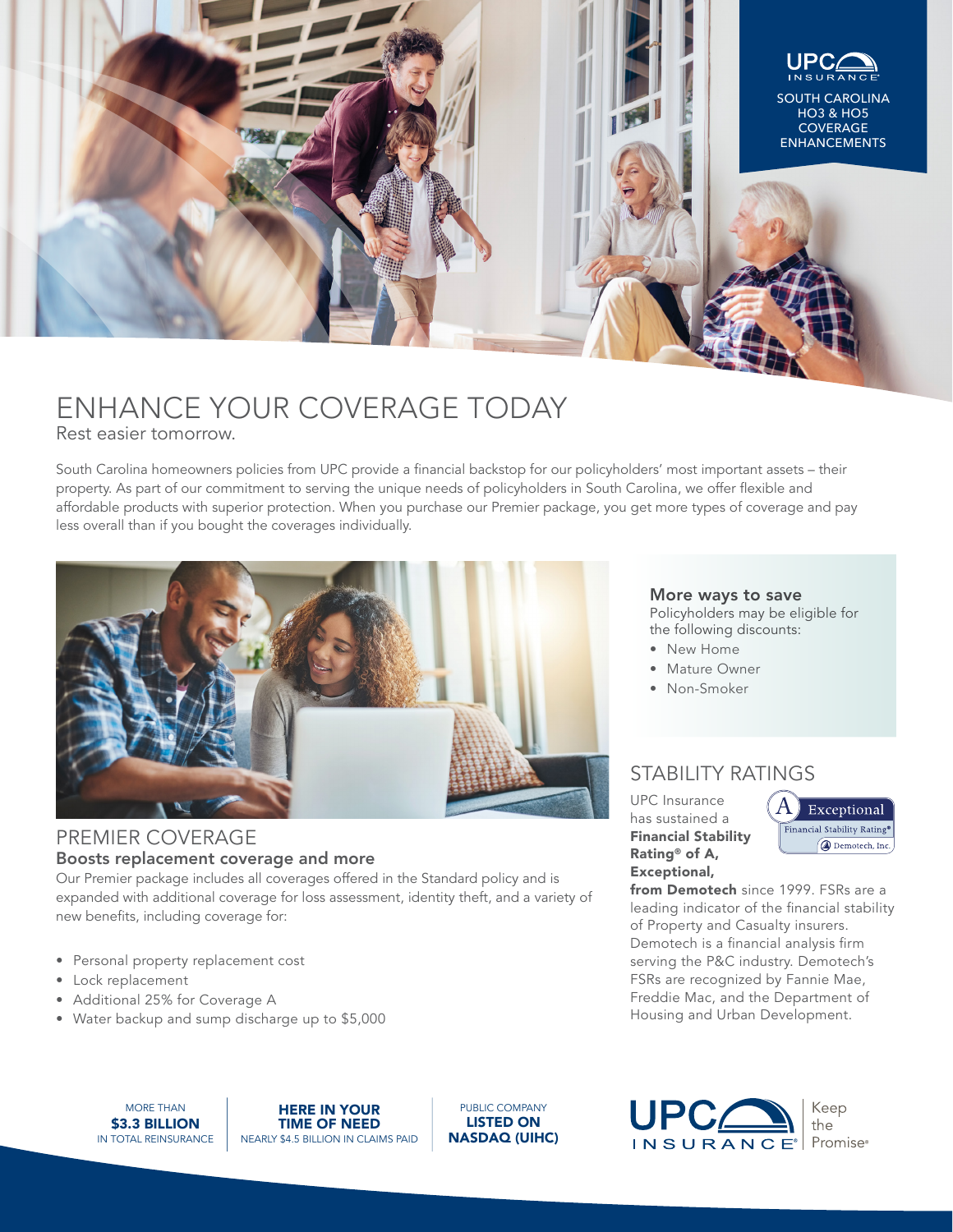UPC INSURANCE

SOUTH CAROLINA HO3 & HO5 COVERAGE ENHANCEMENTS

# ENHANCE YOUR COVERAGE TODAY

Rest easier tomorrow.

South Carolina homeowners policies from UPC provide a financial backstop for our policyholders' most important assets – their property. As part of our commitment to serving the unique needs of policyholders in South Carolina, we offer flexible and affordable products with superior protection. When you purchase our Premier package, you get more types of coverage and pay less overall than if you bought the coverages individually.

## PREMIER COVERAGE

### Boosts replacement coverage and more

Our Premier package includes all coverages offered in the Standard policy and is expanded with additional coverage for loss assessment, identity theft, and a variety of new benefits, including coverage for:

- Personal property replacement cost
- Lock replacement
- Additional 25% for Coverage A
- Water backup and sump discharge up to $5,000

### More ways to save

Policyholders may be eligible for the following discounts:

- New Home
- Mature Owner
- Non-Smoker

## STABILITY RATINGS

UPC Insurance has sustained a **Financial Stability Rating® of A, Exceptional, from Demotech** since 1999. FSRs are a leading indicator of the financial stability of Property and Casualty insurers. Demotech is a financial analysis firm serving the P&C industry. Demotech's FSRs are recognized by Fannie Mae, Freddie Mac, and the Department of Housing and Urban Development.

A Exceptional – Financial Stability Rating® – Demotech, Inc.

MORE THAN **$3.3 BILLION** IN TOTAL REINSURANCE

**HERE IN YOUR TIME OF NEED** NEARLY $4.5 BILLION IN CLAIMS PAID

PUBLIC COMPANY **LISTED ON NASDAQ (UIHC)**

UPC INSURANCE® Keep the Promise®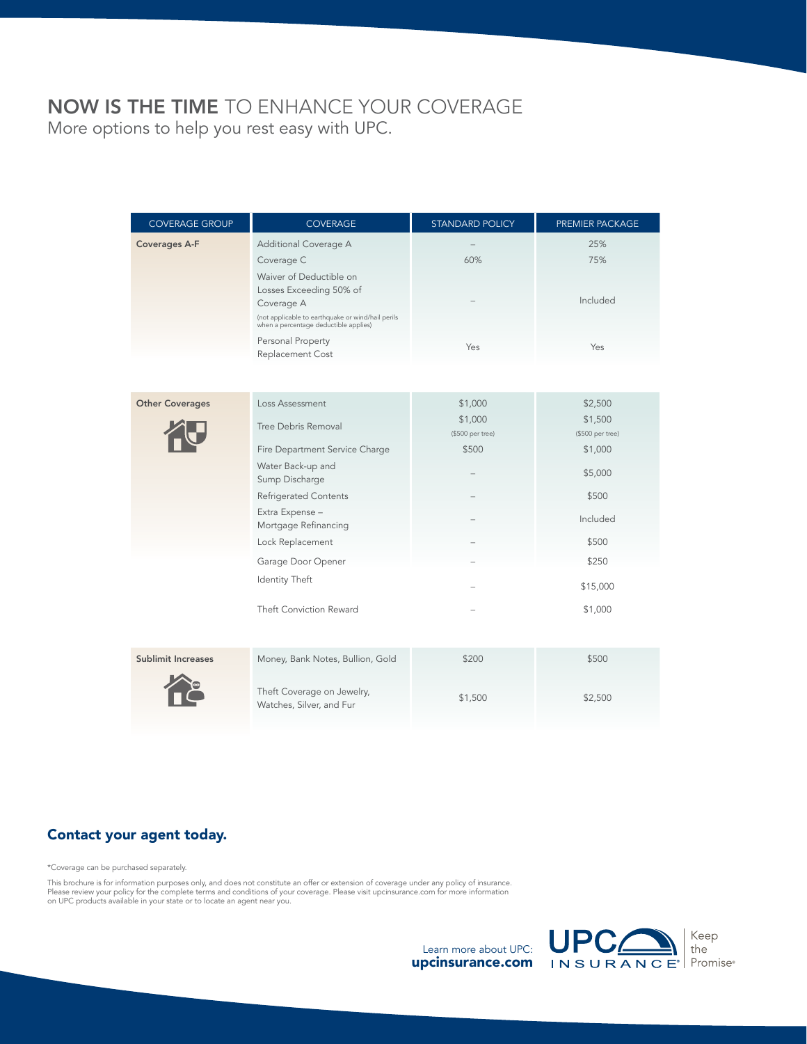## **NOW IS THE TIME** TO ENHANCE YOUR COVERAGE

More options to help you rest easy with UPC.

| COVERAGE GROUP | COVERAGE | STANDARD POLICY | PREMIER PACKAGE |
|---|---|---|---|
| **Coverages A-F** | Additional Coverage A | – | 25% |
| | Coverage C | 60% | 75% |
| | Waiver of Deductible on Losses Exceeding 50% of Coverage A (not applicable to earthquake or wind/hail perils when a percentage deductible applies) | – | Included |
| | Personal Property Replacement Cost | Yes | Yes |
| **Other Coverages** | Loss Assessment | $1,000 | $2,500 |
| | Tree Debris Removal | $1,000 ($500 per tree) | $1,500 ($500 per tree) |
| | Fire Department Service Charge | $500 | $1,000 |
| | Water Back-up and Sump Discharge | – | $5,000 |
| | Refrigerated Contents | – | $500 |
| | Extra Expense – Mortgage Refinancing | – | Included |
| | Lock Replacement | – | $500 |
| | Garage Door Opener | – | $250 |
| | Identity Theft | – | $15,000 |
| | Theft Conviction Reward | – | $1,000 |
| **Sublimit Increases** | Money, Bank Notes, Bullion, Gold | $200 | $500 |
| | Theft Coverage on Jewelry, Watches, Silver, and Fur | $1,500 | $2,500 |

### Contact your agent today.

*Coverage can be purchased separately.

This brochure is for information purposes only, and does not constitute an offer or extension of coverage under any policy of insurance. Please review your policy for the complete terms and conditions of your coverage. Please visit upcinsurance.com for more information on UPC products available in your state or to locate an agent near you.

Learn more about UPC: **upcinsurance.com**

UPC INSURANCE® Keep the Promise®